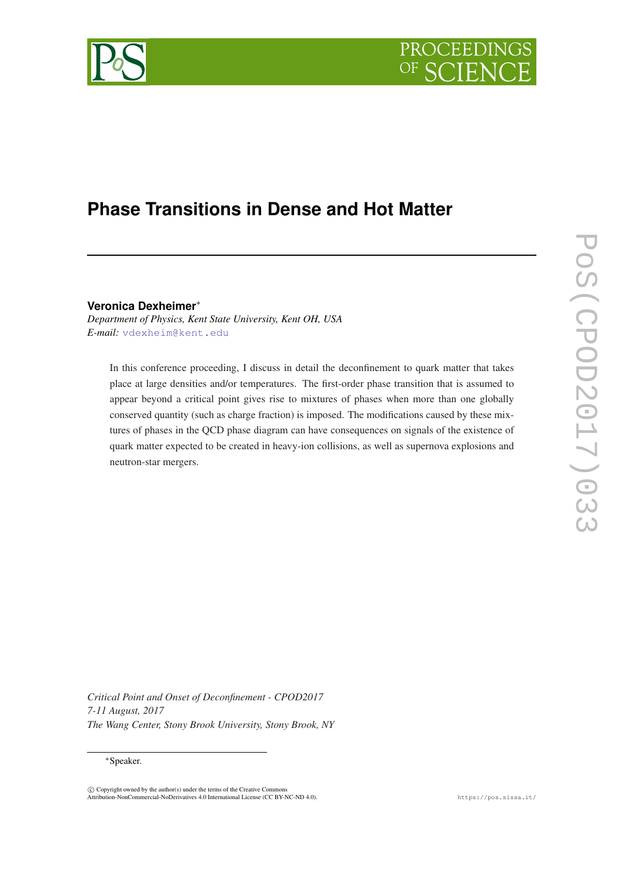# Phase Transitions in Dense and Hot Matter

**Veronica Dexheimer***

*Department of Physics, Kent State University, Kent OH, USA*
*E-mail:* vdexheim@kent.edu

In this conference proceeding, I discuss in detail the deconfinement to quark matter that takes place at large densities and/or temperatures. The first-order phase transition that is assumed to appear beyond a critical point gives rise to mixtures of phases when more than one globally conserved quantity (such as charge fraction) is imposed. The modifications caused by these mixtures of phases in the QCD phase diagram can have consequences on signals of the existence of quark matter expected to be created in heavy-ion collisions, as well as supernova explosions and neutron-star mergers.

*Critical Point and Onset of Deconfinement - CPOD2017*
*7-11 August, 2017*
*The Wang Center, Stony Brook University, Stony Brook, NY*

*Speaker.

© Copyright owned by the author(s) under the terms of the Creative Commons Attribution-NonCommercial-NoDerivatives 4.0 International License (CC BY-NC-ND 4.0).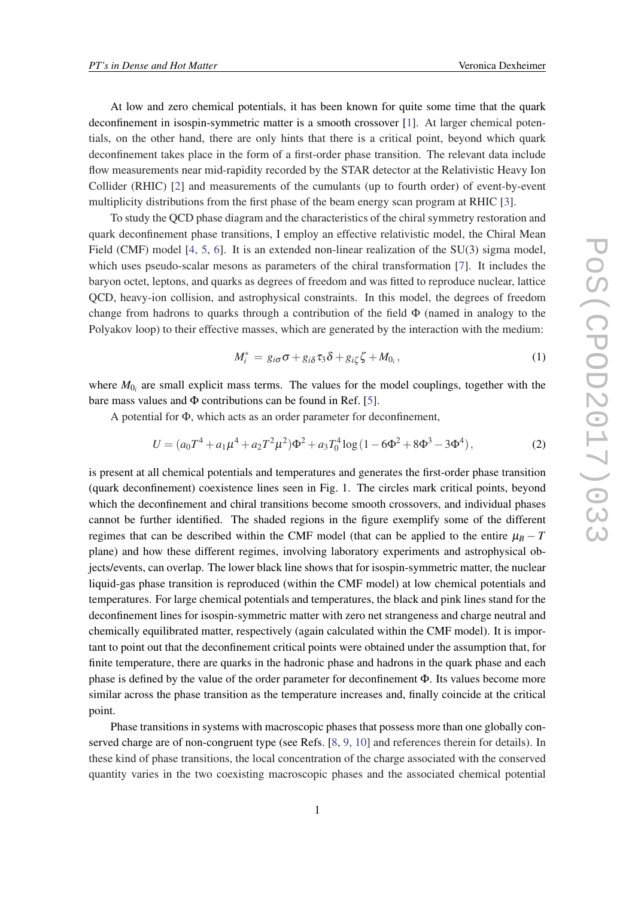At low and zero chemical potentials, it has been known for quite some time that the quark deconfinement in isospin-symmetric matter is a smooth crossover [1]. At larger chemical potentials, on the other hand, there are only hints that there is a critical point, beyond which quark deconfinement takes place in the form of a first-order phase transition. The relevant data include flow measurements near mid-rapidity recorded by the STAR detector at the Relativistic Heavy Ion Collider (RHIC) [2] and measurements of the cumulants (up to fourth order) of event-by-event multiplicity distributions from the first phase of the beam energy scan program at RHIC [3].

To study the QCD phase diagram and the characteristics of the chiral symmetry restoration and quark deconfinement phase transitions, I employ an effective relativistic model, the Chiral Mean Field (CMF) model [4, 5, 6]. It is an extended non-linear realization of the SU(3) sigma model, which uses pseudo-scalar mesons as parameters of the chiral transformation [7]. It includes the baryon octet, leptons, and quarks as degrees of freedom and was fitted to reproduce nuclear, lattice QCD, heavy-ion collision, and astrophysical constraints. In this model, the degrees of freedom change from hadrons to quarks through a contribution of the field $\Phi$ (named in analogy to the Polyakov loop) to their effective masses, which are generated by the interaction with the medium:

$$M_i^* = g_{i\sigma}\sigma + g_{i\delta}\tau_3\delta + g_{i\zeta}\zeta + M_{0_i}, \tag{1}$$

where $M_{0_i}$ are small explicit mass terms. The values for the model couplings, together with the bare mass values and $\Phi$ contributions can be found in Ref. [5].

A potential for $\Phi$, which acts as an order parameter for deconfinement,

$$U = (a_0 T^4 + a_1 \mu^4 + a_2 T^2 \mu^2)\Phi^2 + a_3 T_0^4 \log\left(1 - 6\Phi^2 + 8\Phi^3 - 3\Phi^4\right), \tag{2}$$

is present at all chemical potentials and temperatures and generates the first-order phase transition (quark deconfinement) coexistence lines seen in Fig. 1. The circles mark critical points, beyond which the deconfinement and chiral transitions become smooth crossovers, and individual phases cannot be further identified. The shaded regions in the figure exemplify some of the different regimes that can be described within the CMF model (that can be applied to the entire $\mu_B - T$ plane) and how these different regimes, involving laboratory experiments and astrophysical objects/events, can overlap. The lower black line shows that for isospin-symmetric matter, the nuclear liquid-gas phase transition is reproduced (within the CMF model) at low chemical potentials and temperatures. For large chemical potentials and temperatures, the black and pink lines stand for the deconfinement lines for isospin-symmetric matter with zero net strangeness and charge neutral and chemically equilibrated matter, respectively (again calculated within the CMF model). It is important to point out that the deconfinement critical points were obtained under the assumption that, for finite temperature, there are quarks in the hadronic phase and hadrons in the quark phase and each phase is defined by the value of the order parameter for deconfinement $\Phi$. Its values become more similar across the phase transition as the temperature increases and, finally coincide at the critical point.

Phase transitions in systems with macroscopic phases that possess more than one globally conserved charge are of non-congruent type (see Refs. [8, 9, 10] and references therein for details). In these kind of phase transitions, the local concentration of the charge associated with the conserved quantity varies in the two coexisting macroscopic phases and the associated chemical potential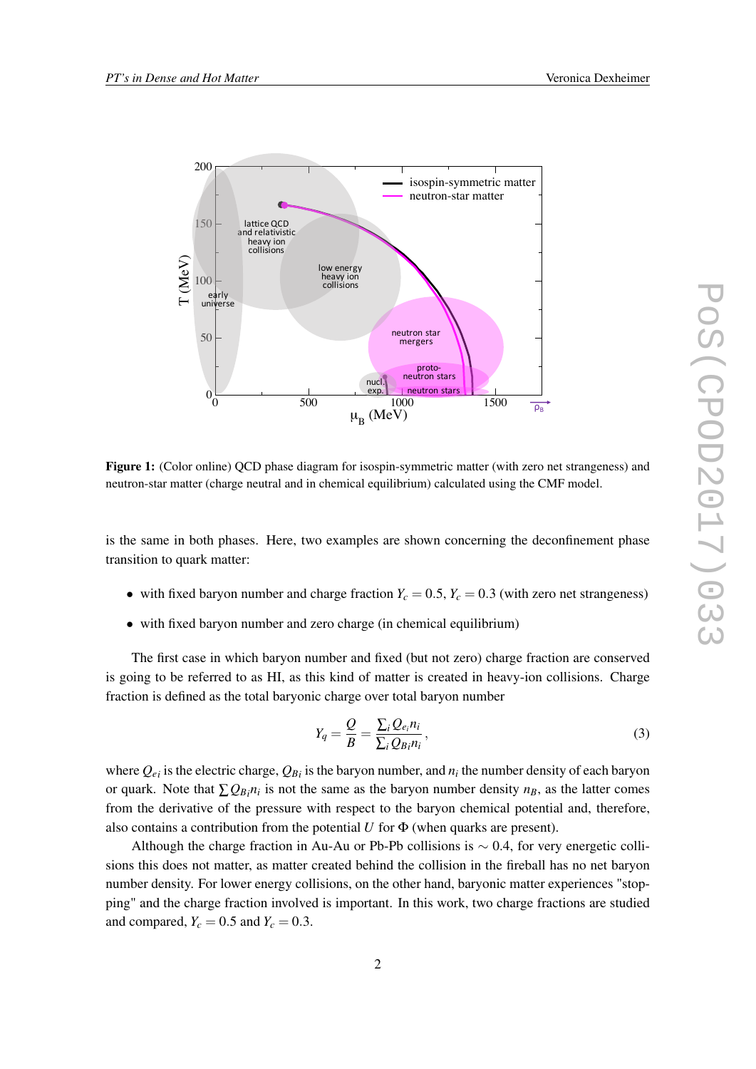**Figure 1:** (Color online) QCD phase diagram for isospin-symmetric matter (with zero net strangeness) and neutron-star matter (charge neutral and in chemical equilibrium) calculated using the CMF model.

is the same in both phases. Here, two examples are shown concerning the deconfinement phase transition to quark matter:

- with fixed baryon number and charge fraction $Y_c = 0.5$, $Y_c = 0.3$ (with zero net strangeness)
- with fixed baryon number and zero charge (in chemical equilibrium)

The first case in which baryon number and fixed (but not zero) charge fraction are conserved is going to be referred to as HI, as this kind of matter is created in heavy-ion collisions. Charge fraction is defined as the total baryonic charge over total baryon number

$$Y_q = \frac{Q}{B} = \frac{\sum_i Q_{e_i} n_i}{\sum_i Q_{B_i} n_i}, \tag{3}$$

where $Q_{e_i}$ is the electric charge, $Q_{B_i}$ is the baryon number, and $n_i$ the number density of each baryon or quark. Note that $\sum Q_{B_i} n_i$ is not the same as the baryon number density $n_B$, as the latter comes from the derivative of the pressure with respect to the baryon chemical potential and, therefore, also contains a contribution from the potential $U$ for $\Phi$ (when quarks are present).

Although the charge fraction in Au-Au or Pb-Pb collisions is $\sim 0.4$, for very energetic collisions this does not matter, as matter created behind the collision in the fireball has no net baryon number density. For lower energy collisions, on the other hand, baryonic matter experiences "stopping" and the charge fraction involved is important. In this work, two charge fractions are studied and compared, $Y_c = 0.5$ and $Y_c = 0.3$.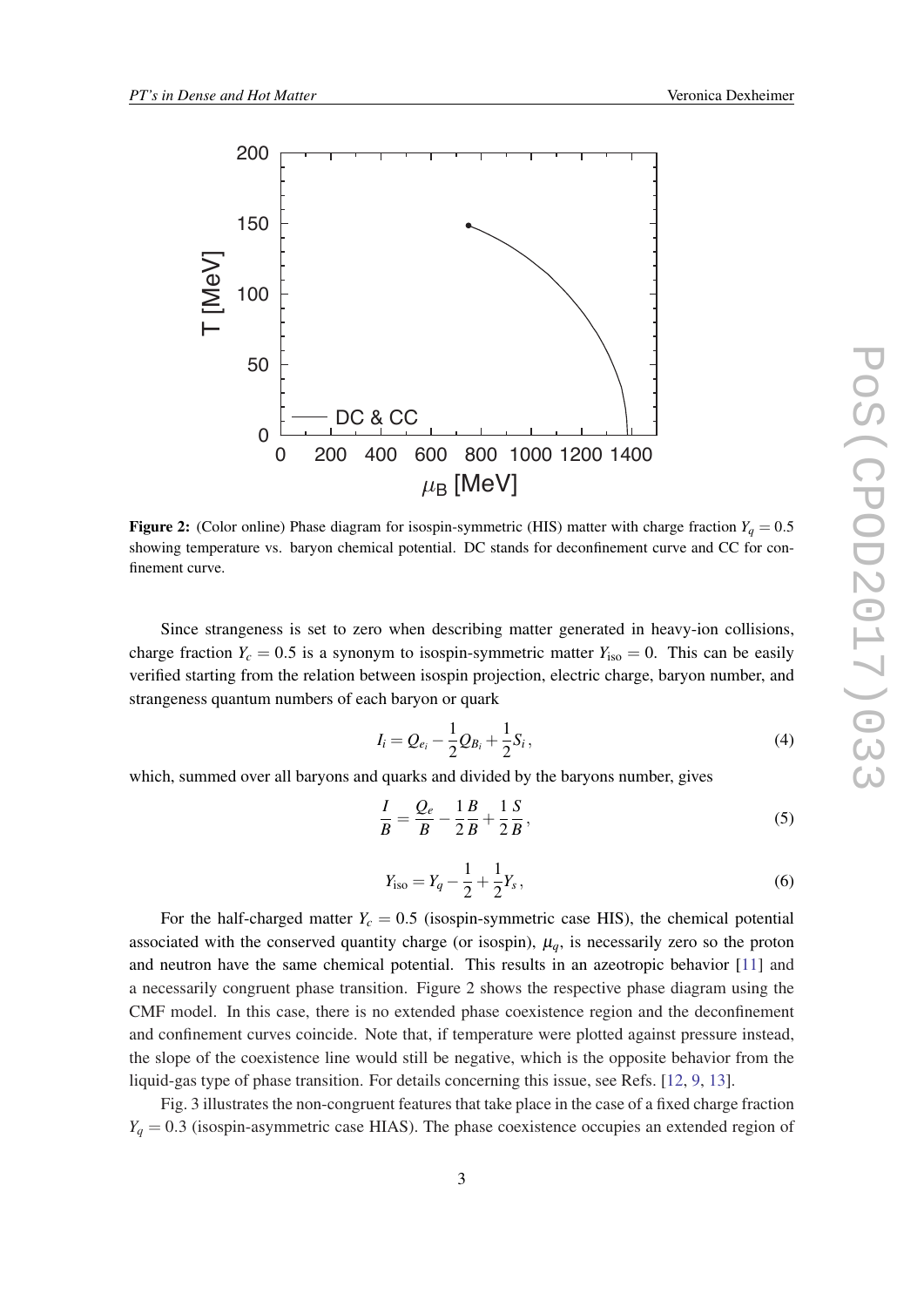**Figure 2:** (Color online) Phase diagram for isospin-symmetric (HIS) matter with charge fraction $Y_q = 0.5$ showing temperature vs. baryon chemical potential. DC stands for deconfinement curve and CC for confinement curve.

Since strangeness is set to zero when describing matter generated in heavy-ion collisions, charge fraction $Y_c = 0.5$ is a synonym to isospin-symmetric matter $Y_{\rm iso} = 0$. This can be easily verified starting from the relation between isospin projection, electric charge, baryon number, and strangeness quantum numbers of each baryon or quark

$$I_i = Q_{e_i} - \frac{1}{2}Q_{B_i} + \frac{1}{2}S_i \,, \tag{4}$$

which, summed over all baryons and quarks and divided by the baryons number, gives

$$\frac{I}{B} = \frac{Q_e}{B} - \frac{1}{2}\frac{B}{B} + \frac{1}{2}\frac{S}{B} \,, \tag{5}$$

$$Y_{\rm iso} = Y_q - \frac{1}{2} + \frac{1}{2}Y_s \,, \tag{6}$$

For the half-charged matter $Y_c = 0.5$ (isospin-symmetric case HIS), the chemical potential associated with the conserved quantity charge (or isospin), $\mu_q$, is necessarily zero so the proton and neutron have the same chemical potential. This results in an azeotropic behavior [11] and a necessarily congruent phase transition. Figure 2 shows the respective phase diagram using the CMF model. In this case, there is no extended phase coexistence region and the deconfinement and confinement curves coincide. Note that, if temperature were plotted against pressure instead, the slope of the coexistence line would still be negative, which is the opposite behavior from the liquid-gas type of phase transition. For details concerning this issue, see Refs. [12, 9, 13].

Fig. 3 illustrates the non-congruent features that take place in the case of a fixed charge fraction $Y_q = 0.3$ (isospin-asymmetric case HIAS). The phase coexistence occupies an extended region of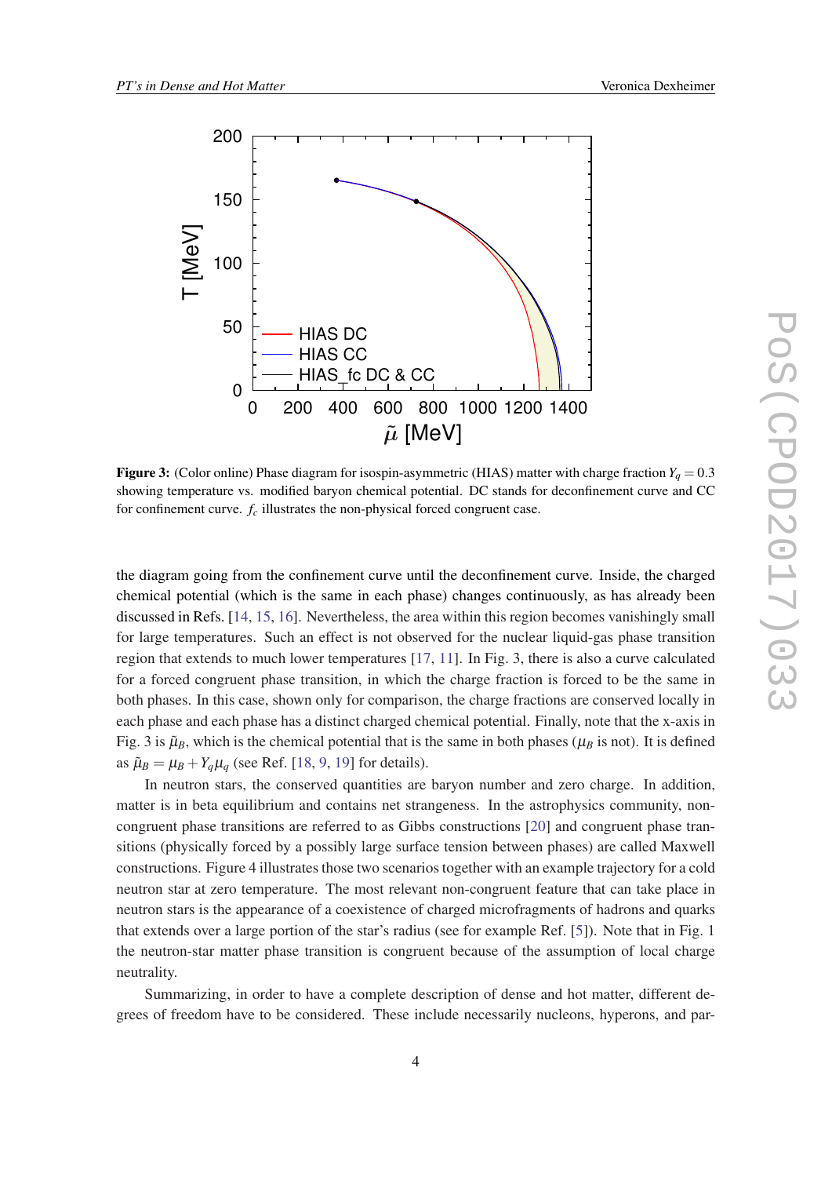**Figure 3:** (Color online) Phase diagram for isospin-asymmetric (HIAS) matter with charge fraction $Y_q = 0.3$ showing temperature vs. modified baryon chemical potential. DC stands for deconfinement curve and CC for confinement curve. $f_c$ illustrates the non-physical forced congruent case.

the diagram going from the confinement curve until the deconfinement curve. Inside, the charged chemical potential (which is the same in each phase) changes continuously, as has already been discussed in Refs. [14, 15, 16]. Nevertheless, the area within this region becomes vanishingly small for large temperatures. Such an effect is not observed for the nuclear liquid-gas phase transition region that extends to much lower temperatures [17, 11]. In Fig. 3, there is also a curve calculated for a forced congruent phase transition, in which the charge fraction is forced to be the same in both phases. In this case, shown only for comparison, the charge fractions are conserved locally in each phase and each phase has a distinct charged chemical potential. Finally, note that the x-axis in Fig. 3 is $\tilde{\mu}_B$, which is the chemical potential that is the same in both phases ($\mu_B$ is not). It is defined as $\tilde{\mu}_B = \mu_B + Y_q \mu_q$ (see Ref. [18, 9, 19] for details).

In neutron stars, the conserved quantities are baryon number and zero charge. In addition, matter is in beta equilibrium and contains net strangeness. In the astrophysics community, non-congruent phase transitions are referred to as Gibbs constructions [20] and congruent phase transitions (physically forced by a possibly large surface tension between phases) are called Maxwell constructions. Figure 4 illustrates those two scenarios together with an example trajectory for a cold neutron star at zero temperature. The most relevant non-congruent feature that can take place in neutron stars is the appearance of a coexistence of charged microfragments of hadrons and quarks that extends over a large portion of the star's radius (see for example Ref. [5]). Note that in Fig. 1 the neutron-star matter phase transition is congruent because of the assumption of local charge neutrality.

Summarizing, in order to have a complete description of dense and hot matter, different degrees of freedom have to be considered. These include necessarily nucleons, hyperons, and par-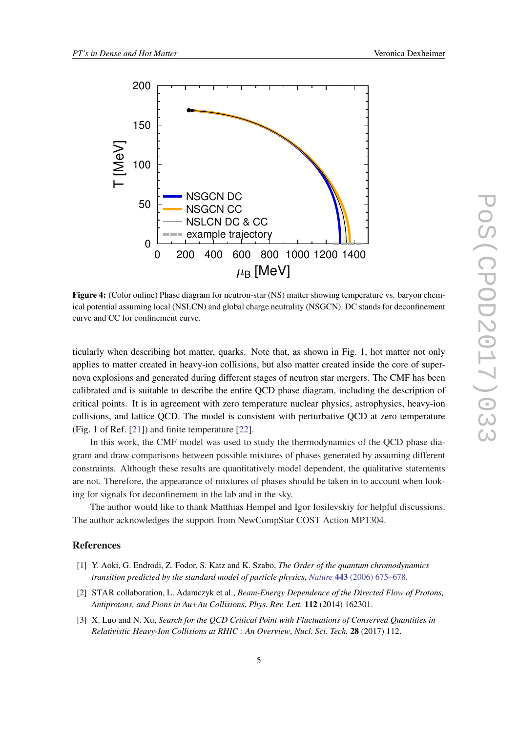**Figure 4:** (Color online) Phase diagram for neutron-star (NS) matter showing temperature vs. baryon chemical potential assuming local (NSLCN) and global charge neutrality (NSGCN). DC stands for deconfinement curve and CC for confinement curve.

ticularly when describing hot matter, quarks. Note that, as shown in Fig. 1, hot matter not only applies to matter created in heavy-ion collisions, but also matter created inside the core of supernova explosions and generated during different stages of neutron star mergers. The CMF has been calibrated and is suitable to describe the entire QCD phase diagram, including the description of critical points. It is in agreement with zero temperature nuclear physics, astrophysics, heavy-ion collisions, and lattice QCD. The model is consistent with perturbative QCD at zero temperature (Fig. 1 of Ref. [21]) and finite temperature [22].

In this work, the CMF model was used to study the thermodynamics of the QCD phase diagram and draw comparisons between possible mixtures of phases generated by assuming different constraints. Although these results are quantitatively model dependent, the qualitative statements are not. Therefore, the appearance of mixtures of phases should be taken in to account when looking for signals for deconfinement in the lab and in the sky.

The author would like to thank Matthias Hempel and Igor Iosilevskiy for helpful discussions. The author acknowledges the support from NewCompStar COST Action MP1304.

## References

[1] Y. Aoki, G. Endrodi, Z. Fodor, S. Katz and K. Szabo, *The Order of the quantum chromodynamics transition predicted by the standard model of particle physics*, *Nature* **443** (2006) 675–678.

[2] STAR collaboration, L. Adamczyk et al., *Beam-Energy Dependence of the Directed Flow of Protons, Antiprotons, and Pions in Au+Au Collisions*, *Phys. Rev. Lett.* **112** (2014) 162301.

[3] X. Luo and N. Xu, *Search for the QCD Critical Point with Fluctuations of Conserved Quantities in Relativistic Heavy-Ion Collisions at RHIC : An Overview*, *Nucl. Sci. Tech.* **28** (2017) 112.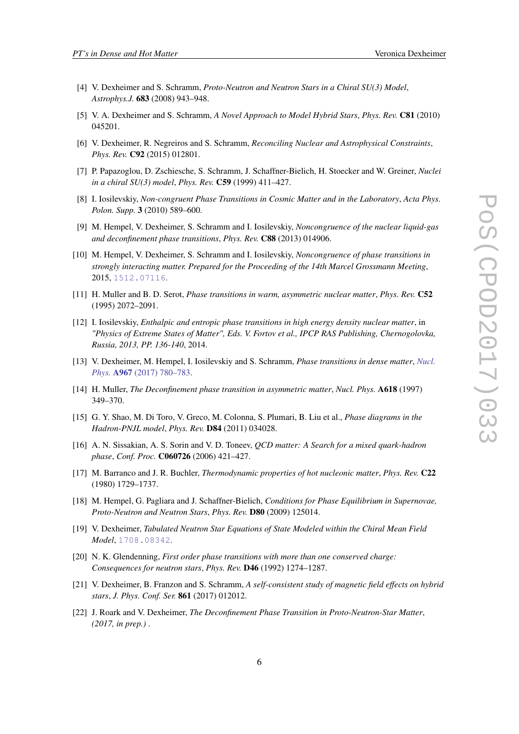[4] V. Dexheimer and S. Schramm, *Proto-Neutron and Neutron Stars in a Chiral SU(3) Model*, *Astrophys.J.* **683** (2008) 943–948.

[5] V. A. Dexheimer and S. Schramm, *A Novel Approach to Model Hybrid Stars*, *Phys. Rev.* **C81** (2010) 045201.

[6] V. Dexheimer, R. Negreiros and S. Schramm, *Reconciling Nuclear and Astrophysical Constraints*, *Phys. Rev.* **C92** (2015) 012801.

[7] P. Papazoglou, D. Zschiesche, S. Schramm, J. Schaffner-Bielich, H. Stoecker and W. Greiner, *Nuclei in a chiral SU(3) model*, *Phys. Rev.* **C59** (1999) 411–427.

[8] I. Iosilevskiy, *Non-congruent Phase Transitions in Cosmic Matter and in the Laboratory*, *Acta Phys. Polon. Supp.* **3** (2010) 589–600.

[9] M. Hempel, V. Dexheimer, S. Schramm and I. Iosilevskiy, *Noncongruence of the nuclear liquid-gas and deconfinement phase transitions*, *Phys. Rev.* **C88** (2013) 014906.

[10] M. Hempel, V. Dexheimer, S. Schramm and I. Iosilevskiy, *Noncongruence of phase transitions in strongly interacting matter. Prepared for the Proceeding of the 14th Marcel Grossmann Meeting*, 2015, 1512.07116.

[11] H. Muller and B. D. Serot, *Phase transitions in warm, asymmetric nuclear matter*, *Phys. Rev.* **C52** (1995) 2072–2091.

[12] I. Iosilevskiy, *Enthalpic and entropic phase transitions in high energy density nuclear matter*, in *"Physics of Extreme States of Matter", Eds. V. Fortov et al., IPCP RAS Publishing, Chernogolovka, Russia, 2013, PP. 136-140*, 2014.

[13] V. Dexheimer, M. Hempel, I. Iosilevskiy and S. Schramm, *Phase transitions in dense matter*, *Nucl. Phys.* **A967** (2017) 780–783.

[14] H. Muller, *The Deconfinement phase transition in asymmetric matter*, *Nucl. Phys.* **A618** (1997) 349–370.

[15] G. Y. Shao, M. Di Toro, V. Greco, M. Colonna, S. Plumari, B. Liu et al., *Phase diagrams in the Hadron-PNJL model*, *Phys. Rev.* **D84** (2011) 034028.

[16] A. N. Sissakian, A. S. Sorin and V. D. Toneev, *QCD matter: A Search for a mixed quark-hadron phase*, *Conf. Proc.* **C060726** (2006) 421–427.

[17] M. Barranco and J. R. Buchler, *Thermodynamic properties of hot nucleonic matter*, *Phys. Rev.* **C22** (1980) 1729–1737.

[18] M. Hempel, G. Pagliara and J. Schaffner-Bielich, *Conditions for Phase Equilibrium in Supernovae, Proto-Neutron and Neutron Stars*, *Phys. Rev.* **D80** (2009) 125014.

[19] V. Dexheimer, *Tabulated Neutron Star Equations of State Modeled within the Chiral Mean Field Model*, 1708.08342.

[20] N. K. Glendenning, *First order phase transitions with more than one conserved charge: Consequences for neutron stars*, *Phys. Rev.* **D46** (1992) 1274–1287.

[21] V. Dexheimer, B. Franzon and S. Schramm, *A self-consistent study of magnetic field effects on hybrid stars*, *J. Phys. Conf. Ser.* **861** (2017) 012012.

[22] J. Roark and V. Dexheimer, *The Deconfinement Phase Transition in Proto-Neutron-Star Matter*, *(2017, in prep.)* .